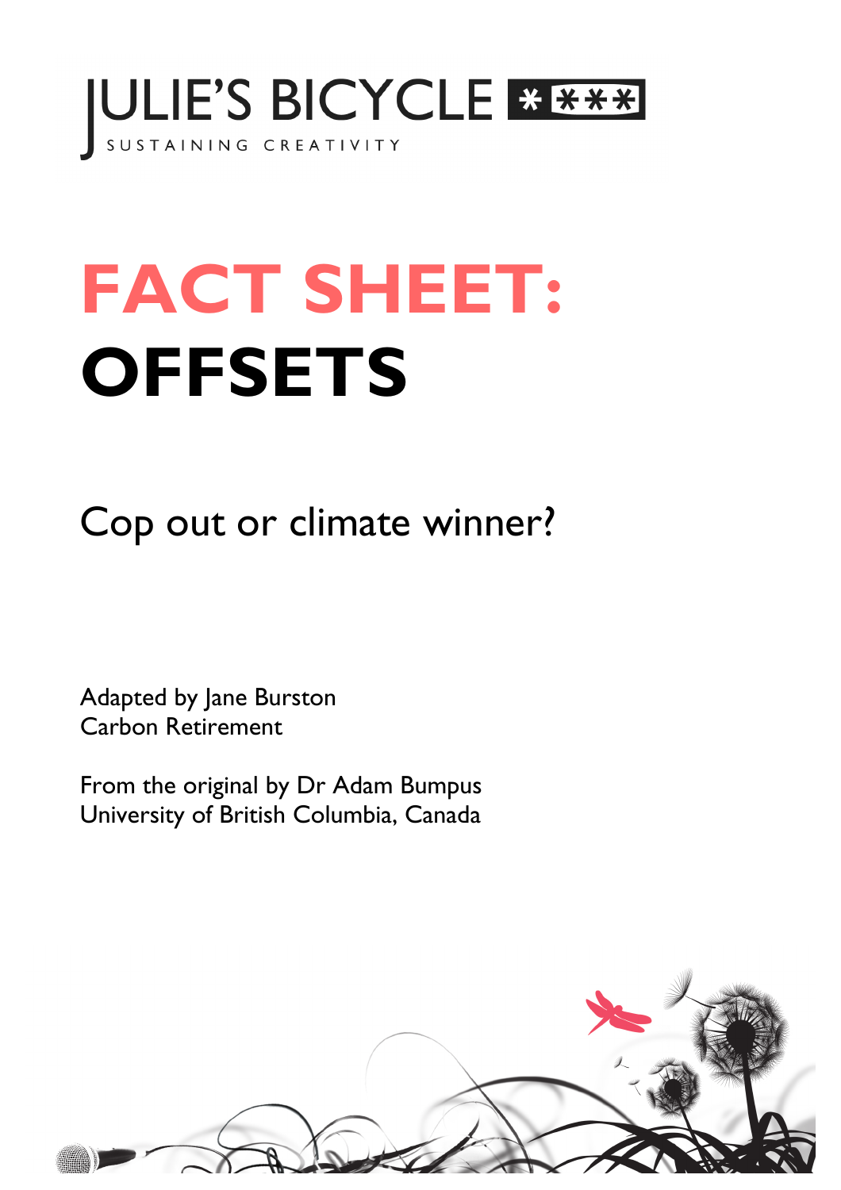JULIE'S BICYCLE

SUSTAINING CREATIVITY

# FACT SHEET: OFFSETS

## Cop out or climate winner?

Adapted by Jane Burston
Carbon Retirement

From the original by Dr Adam Bumpus
University of British Columbia, Canada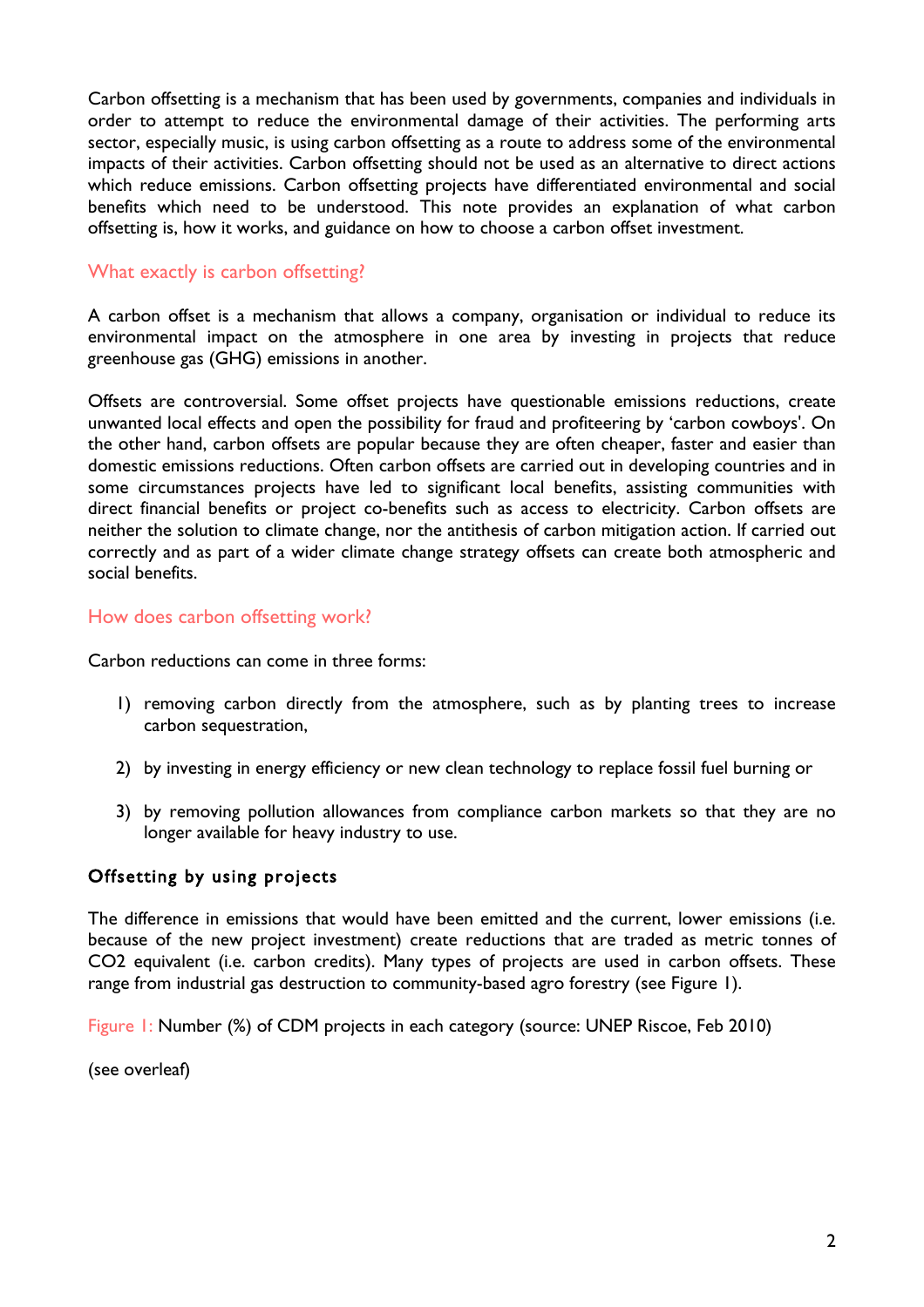Carbon offsetting is a mechanism that has been used by governments, companies and individuals in order to attempt to reduce the environmental damage of their activities. The performing arts sector, especially music, is using carbon offsetting as a route to address some of the environmental impacts of their activities. Carbon offsetting should not be used as an alternative to direct actions which reduce emissions. Carbon offsetting projects have differentiated environmental and social benefits which need to be understood. This note provides an explanation of what carbon offsetting is, how it works, and guidance on how to choose a carbon offset investment.

## What exactly is carbon offsetting?

A carbon offset is a mechanism that allows a company, organisation or individual to reduce its environmental impact on the atmosphere in one area by investing in projects that reduce greenhouse gas (GHG) emissions in another.

Offsets are controversial. Some offset projects have questionable emissions reductions, create unwanted local effects and open the possibility for fraud and profiteering by 'carbon cowboys'. On the other hand, carbon offsets are popular because they are often cheaper, faster and easier than domestic emissions reductions. Often carbon offsets are carried out in developing countries and in some circumstances projects have led to significant local benefits, assisting communities with direct financial benefits or project co-benefits such as access to electricity. Carbon offsets are neither the solution to climate change, nor the antithesis of carbon mitigation action. If carried out correctly and as part of a wider climate change strategy offsets can create both atmospheric and social benefits.

## How does carbon offsetting work?

Carbon reductions can come in three forms:

1) removing carbon directly from the atmosphere, such as by planting trees to increase carbon sequestration,

2) by investing in energy efficiency or new clean technology to replace fossil fuel burning or

3) by removing pollution allowances from compliance carbon markets so that they are no longer available for heavy industry to use.

### Offsetting by using projects

The difference in emissions that would have been emitted and the current, lower emissions (i.e. because of the new project investment) create reductions that are traded as metric tonnes of $CO_2$ equivalent (i.e. carbon credits). Many types of projects are used in carbon offsets. These range from industrial gas destruction to community-based agro forestry (see Figure 1).

Figure 1: Number (%) of CDM projects in each category (source: UNEP Riscoe, Feb 2010)

(see overleaf)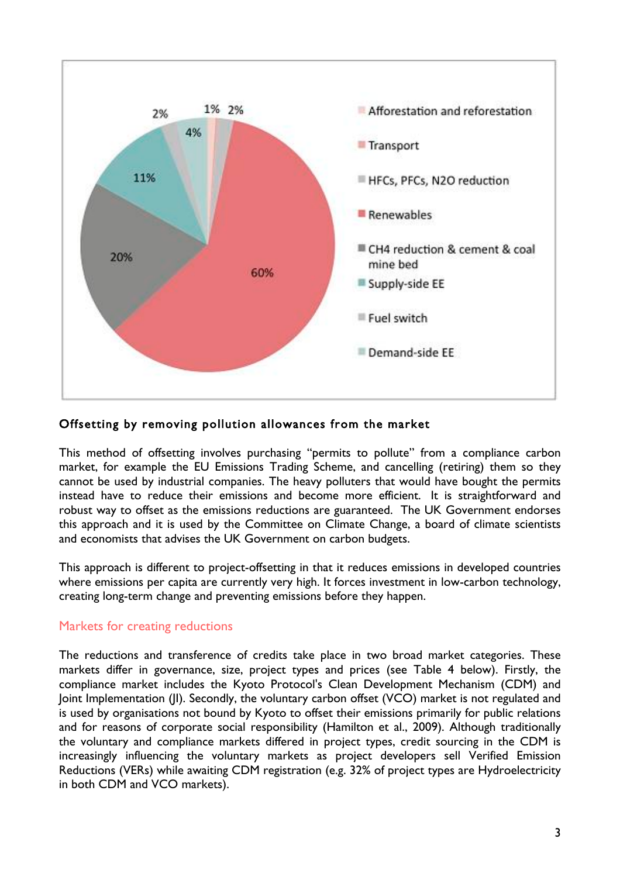## Offsetting by removing pollution allowances from the market

This method of offsetting involves purchasing "permits to pollute" from a compliance carbon market, for example the EU Emissions Trading Scheme, and cancelling (retiring) them so they cannot be used by industrial companies. The heavy polluters that would have bought the permits instead have to reduce their emissions and become more efficient. It is straightforward and robust way to offset as the emissions reductions are guaranteed. The UK Government endorses this approach and it is used by the Committee on Climate Change, a board of climate scientists and economists that advises the UK Government on carbon budgets.

This approach is different to project-offsetting in that it reduces emissions in developed countries where emissions per capita are currently very high. It forces investment in low-carbon technology, creating long-term change and preventing emissions before they happen.

### Markets for creating reductions

The reductions and transference of credits take place in two broad market categories. These markets differ in governance, size, project types and prices (see Table 4 below). Firstly, the compliance market includes the Kyoto Protocol's Clean Development Mechanism (CDM) and Joint Implementation (JI). Secondly, the voluntary carbon offset (VCO) market is not regulated and is used by organisations not bound by Kyoto to offset their emissions primarily for public relations and for reasons of corporate social responsibility (Hamilton et al., 2009). Although traditionally the voluntary and compliance markets differed in project types, credit sourcing in the CDM is increasingly influencing the voluntary markets as project developers sell Verified Emission Reductions (VERs) while awaiting CDM registration (e.g. 32% of project types are Hydroelectricity in both CDM and VCO markets).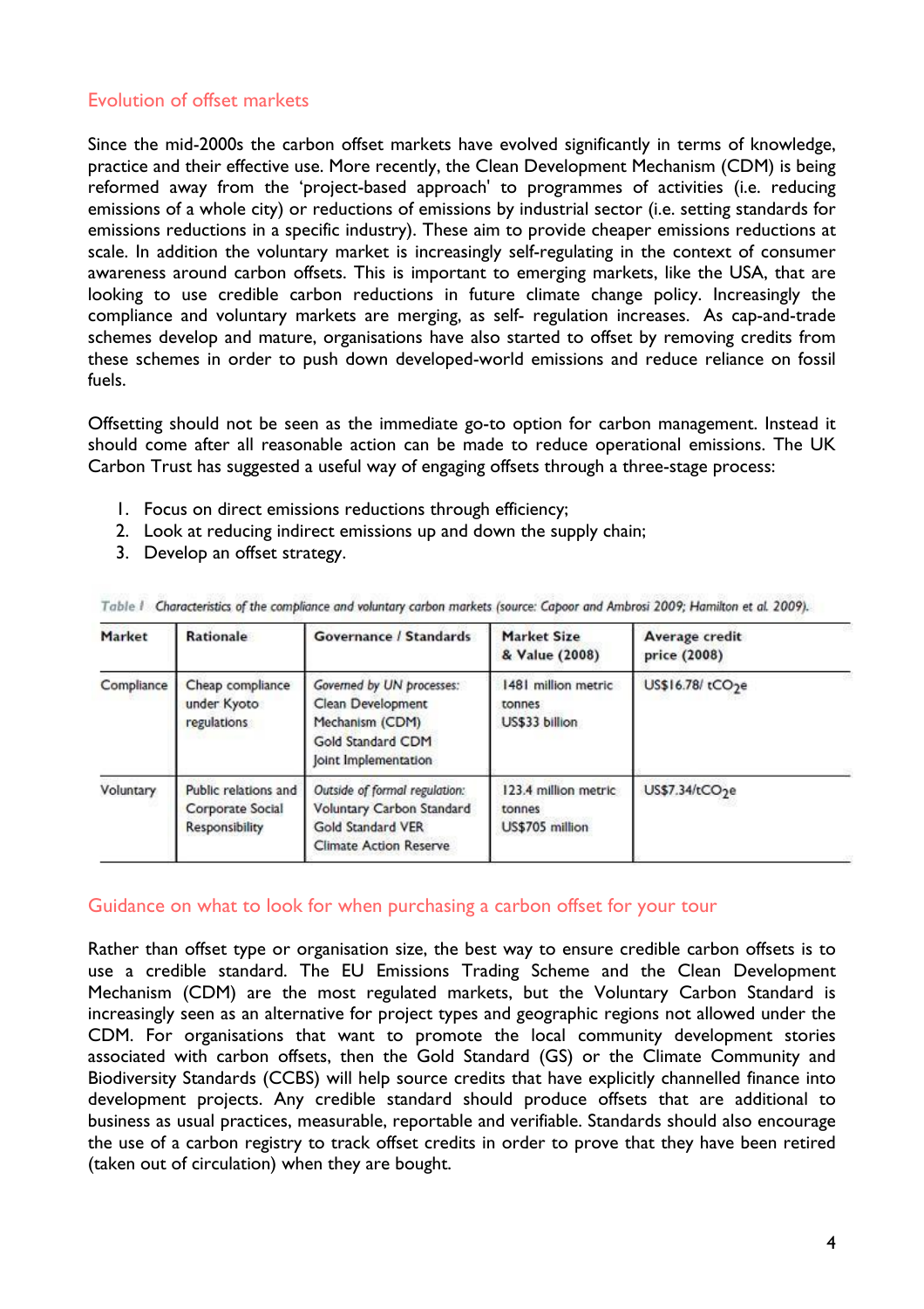## Evolution of offset markets

Since the mid-2000s the carbon offset markets have evolved significantly in terms of knowledge, practice and their effective use. More recently, the Clean Development Mechanism (CDM) is being reformed away from the 'project-based approach' to programmes of activities (i.e. reducing emissions of a whole city) or reductions of emissions by industrial sector (i.e. setting standards for emissions reductions in a specific industry). These aim to provide cheaper emissions reductions at scale. In addition the voluntary market is increasingly self-regulating in the context of consumer awareness around carbon offsets. This is important to emerging markets, like the USA, that are looking to use credible carbon reductions in future climate change policy. Increasingly the compliance and voluntary markets are merging, as self- regulation increases. As cap-and-trade schemes develop and mature, organisations have also started to offset by removing credits from these schemes in order to push down developed-world emissions and reduce reliance on fossil fuels.

Offsetting should not be seen as the immediate go-to option for carbon management. Instead it should come after all reasonable action can be made to reduce operational emissions. The UK Carbon Trust has suggested a useful way of engaging offsets through a three-stage process:

1. Focus on direct emissions reductions through efficiency;
2. Look at reducing indirect emissions up and down the supply chain;
3. Develop an offset strategy.

*Table 1 Characteristics of the compliance and voluntary carbon markets (source: Capoor and Ambrosi 2009; Hamilton et al. 2009).*

| Market | Rationale | Governance / Standards | Market Size & Value (2008) | Average credit price (2008) |
|---|---|---|---|---|
| Compliance | Cheap compliance under Kyoto regulations | *Governed by UN processes:* Clean Development Mechanism (CDM) Gold Standard CDM Joint Implementation | 1481 million metric tonnes US$33 billion | US$16.78/ $tCO_2e$ |
| Voluntary | Public relations and Corporate Social Responsibility | *Outside of formal regulation:* Voluntary Carbon Standard Gold Standard VER Climate Action Reserve | 123.4 million metric tonnes US$705 million | US$7.34/$tCO_2e$ |

## Guidance on what to look for when purchasing a carbon offset for your tour

Rather than offset type or organisation size, the best way to ensure credible carbon offsets is to use a credible standard. The EU Emissions Trading Scheme and the Clean Development Mechanism (CDM) are the most regulated markets, but the Voluntary Carbon Standard is increasingly seen as an alternative for project types and geographic regions not allowed under the CDM. For organisations that want to promote the local community development stories associated with carbon offsets, then the Gold Standard (GS) or the Climate Community and Biodiversity Standards (CCBS) will help source credits that have explicitly channelled finance into development projects. Any credible standard should produce offsets that are additional to business as usual practices, measurable, reportable and verifiable. Standards should also encourage the use of a carbon registry to track offset credits in order to prove that they have been retired (taken out of circulation) when they are bought.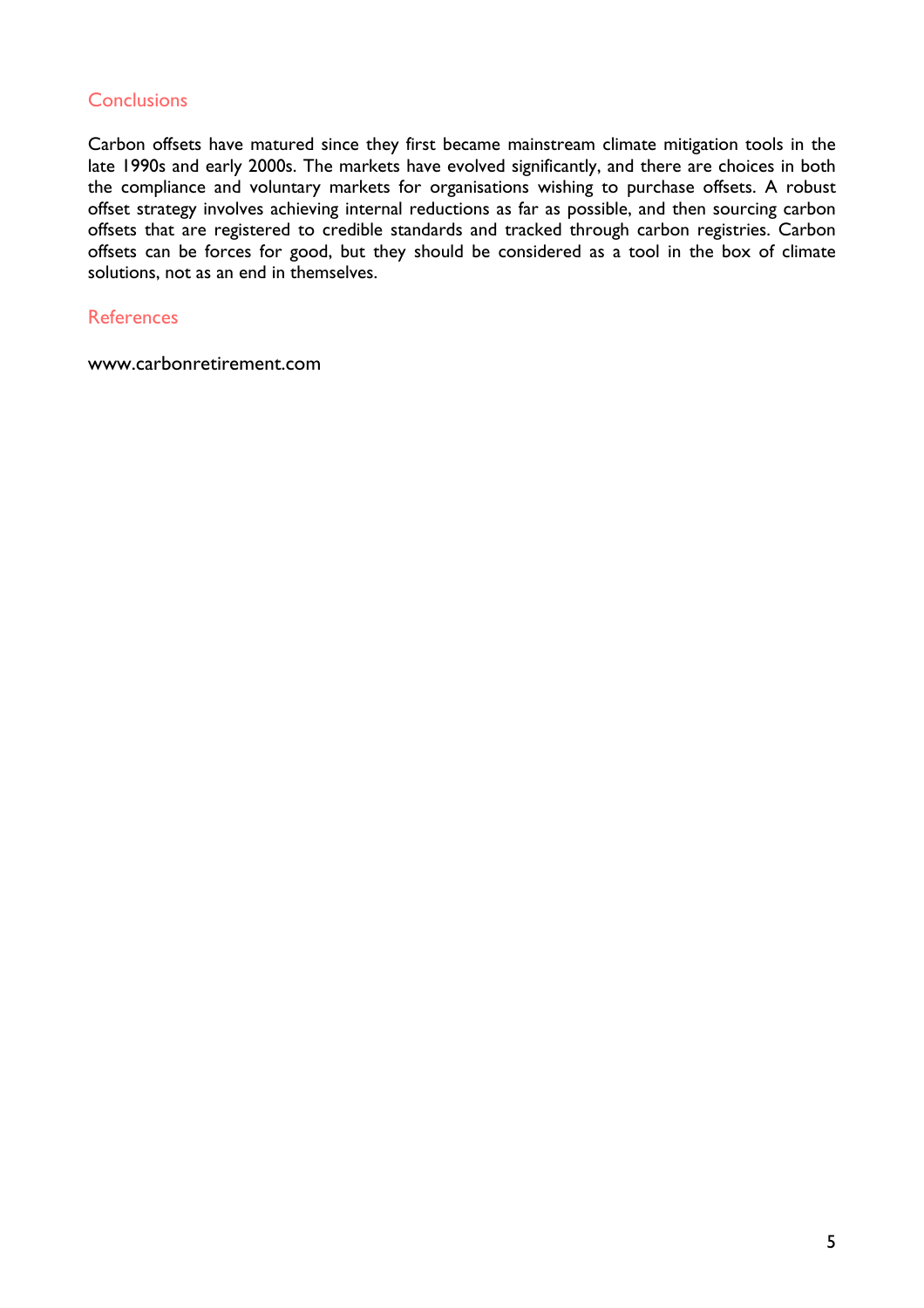## Conclusions

Carbon offsets have matured since they first became mainstream climate mitigation tools in the late 1990s and early 2000s. The markets have evolved significantly, and there are choices in both the compliance and voluntary markets for organisations wishing to purchase offsets. A robust offset strategy involves achieving internal reductions as far as possible, and then sourcing carbon offsets that are registered to credible standards and tracked through carbon registries. Carbon offsets can be forces for good, but they should be considered as a tool in the box of climate solutions, not as an end in themselves.

## References

www.carbonretirement.com